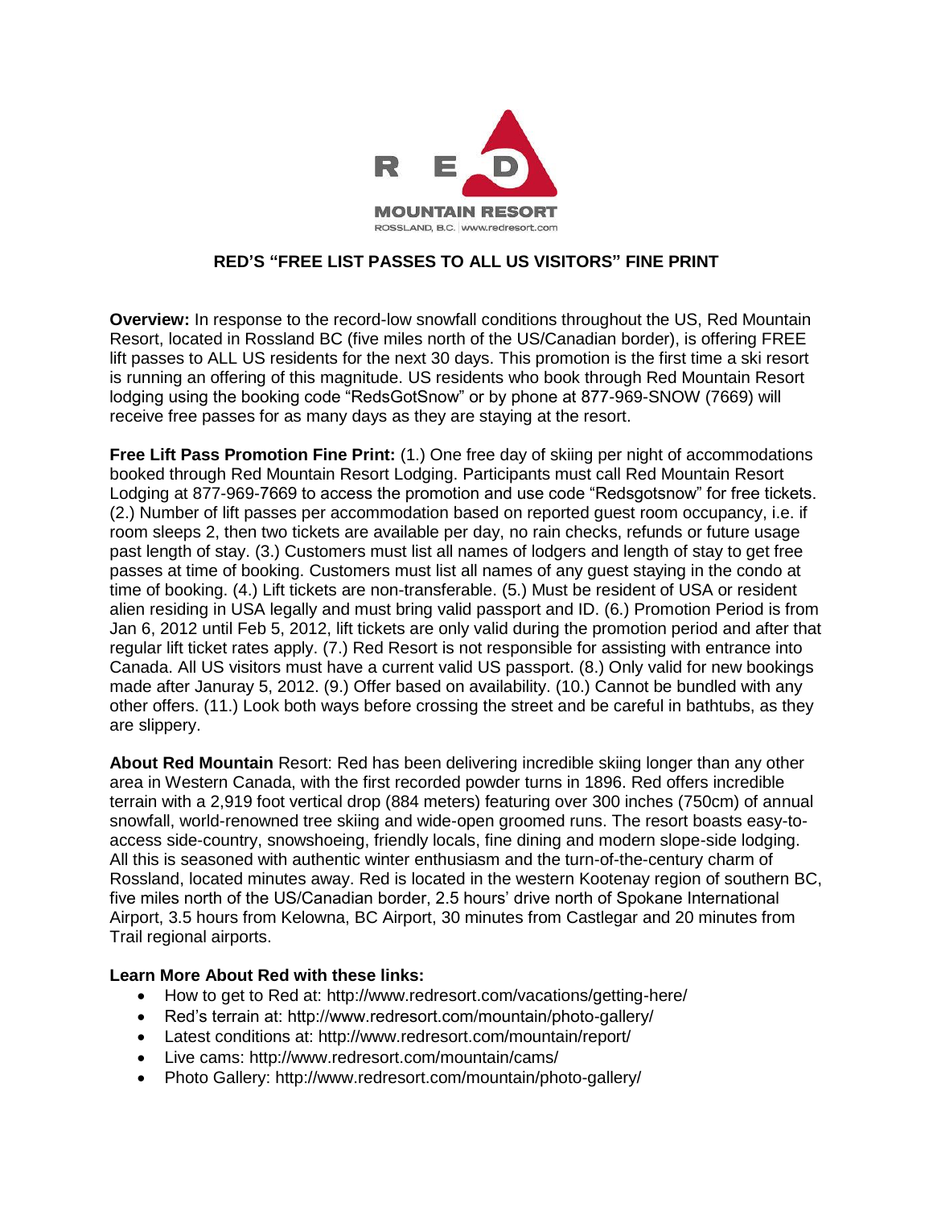RED
MOUNTAIN RESORT
ROSSLAND, B.C. | www.redresort.com

## RED'S "FREE LIST PASSES TO ALL US VISITORS" FINE PRINT

**Overview:** In response to the record-low snowfall conditions throughout the US, Red Mountain Resort, located in Rossland BC (five miles north of the US/Canadian border), is offering FREE lift passes to ALL US residents for the next 30 days. This promotion is the first time a ski resort is running an offering of this magnitude. US residents who book through Red Mountain Resort lodging using the booking code "RedsGotSnow" or by phone at 877-969-SNOW (7669) will receive free passes for as many days as they are staying at the resort.

**Free Lift Pass Promotion Fine Print:** (1.) One free day of skiing per night of accommodations booked through Red Mountain Resort Lodging. Participants must call Red Mountain Resort Lodging at 877-969-7669 to access the promotion and use code "Redsgotsnow" for free tickets. (2.) Number of lift passes per accommodation based on reported guest room occupancy, i.e. if room sleeps 2, then two tickets are available per day, no rain checks, refunds or future usage past length of stay. (3.) Customers must list all names of lodgers and length of stay to get free passes at time of booking. Customers must list all names of any guest staying in the condo at time of booking. (4.) Lift tickets are non-transferable. (5.) Must be resident of USA or resident alien residing in USA legally and must bring valid passport and ID. (6.) Promotion Period is from Jan 6, 2012 until Feb 5, 2012, lift tickets are only valid during the promotion period and after that regular lift ticket rates apply. (7.) Red Resort is not responsible for assisting with entrance into Canada. All US visitors must have a current valid US passport. (8.) Only valid for new bookings made after Januray 5, 2012. (9.) Offer based on availability. (10.) Cannot be bundled with any other offers. (11.) Look both ways before crossing the street and be careful in bathtubs, as they are slippery.

**About Red Mountain** Resort: Red has been delivering incredible skiing longer than any other area in Western Canada, with the first recorded powder turns in 1896. Red offers incredible terrain with a 2,919 foot vertical drop (884 meters) featuring over 300 inches (750cm) of annual snowfall, world-renowned tree skiing and wide-open groomed runs. The resort boasts easy-to-access side-country, snowshoeing, friendly locals, fine dining and modern slope-side lodging. All this is seasoned with authentic winter enthusiasm and the turn-of-the-century charm of Rossland, located minutes away. Red is located in the western Kootenay region of southern BC, five miles north of the US/Canadian border, 2.5 hours' drive north of Spokane International Airport, 3.5 hours from Kelowna, BC Airport, 30 minutes from Castlegar and 20 minutes from Trail regional airports.

**Learn More About Red with these links:**

- How to get to Red at: http://www.redresort.com/vacations/getting-here/
- Red's terrain at: http://www.redresort.com/mountain/photo-gallery/
- Latest conditions at: http://www.redresort.com/mountain/report/
- Live cams: http://www.redresort.com/mountain/cams/
- Photo Gallery: http://www.redresort.com/mountain/photo-gallery/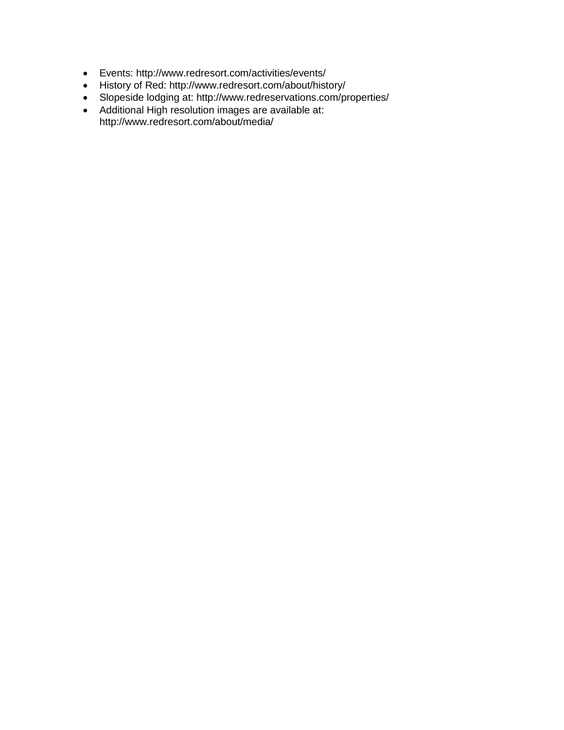- Events: http://www.redresort.com/activities/events/
- History of Red: http://www.redresort.com/about/history/
- Slopeside lodging at: http://www.redreservations.com/properties/
- Additional High resolution images are available at: http://www.redresort.com/about/media/